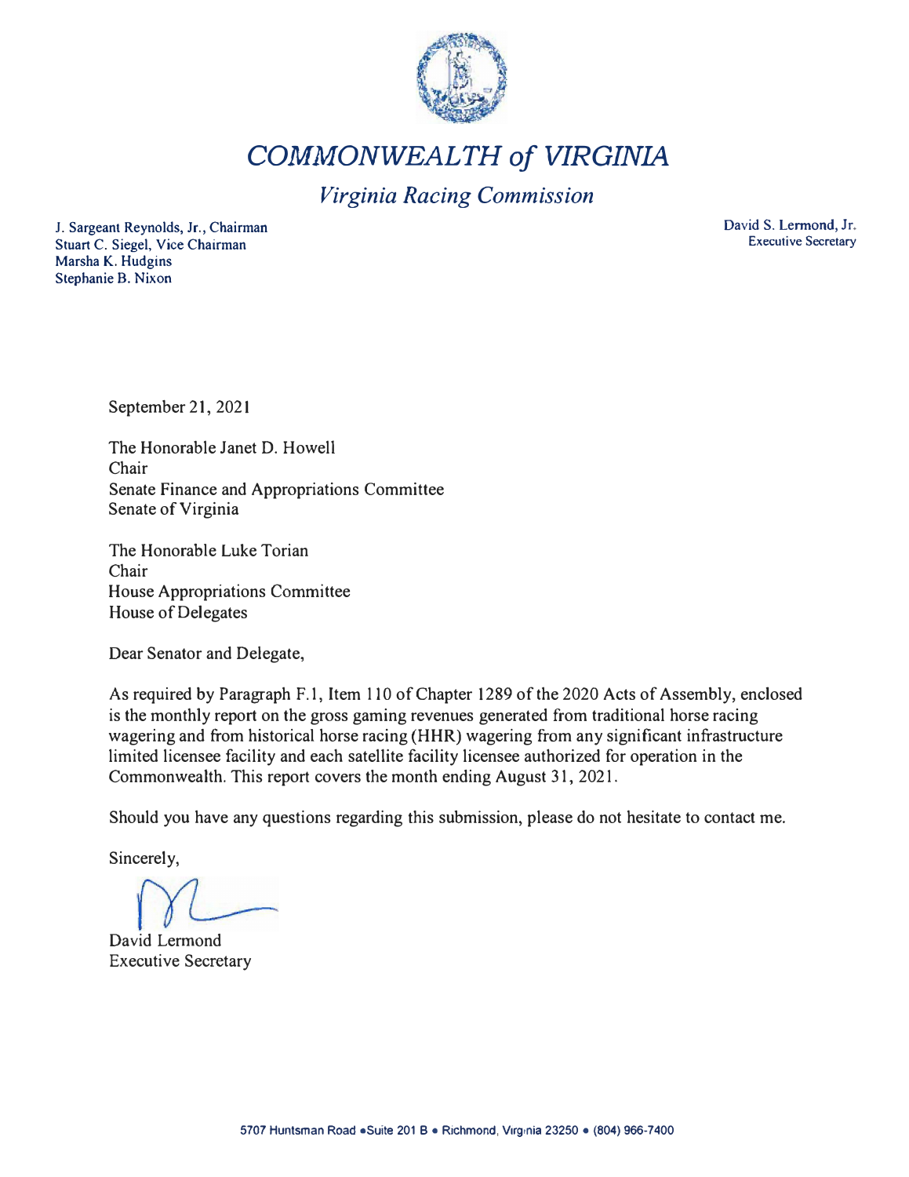# *COMMONWEALTH of VIRGINIA*

## *Virginia Racing Commission*

J. Sargeant Reynolds, Jr., Chairman
Stuart C. Siegel, Vice Chairman
Marsha K. Hudgins
Stephanie B. Nixon

David S. Lermond, Jr.
Executive Secretary

September 21, 2021

The Honorable Janet D. Howell
Chair
Senate Finance and Appropriations Committee
Senate of Virginia

The Honorable Luke Torian
Chair
House Appropriations Committee
House of Delegates

Dear Senator and Delegate,

As required by Paragraph F.1, Item 110 of Chapter 1289 of the 2020 Acts of Assembly, enclosed is the monthly report on the gross gaming revenues generated from traditional horse racing wagering and from historical horse racing (HHR) wagering from any significant infrastructure limited licensee facility and each satellite facility licensee authorized for operation in the Commonwealth. This report covers the month ending August 31, 2021.

Should you have any questions regarding this submission, please do not hesitate to contact me.

Sincerely,

David Lermond
Executive Secretary

5707 Huntsman Road • Suite 201 B • Richmond, Virginia 23250 • (804) 966-7400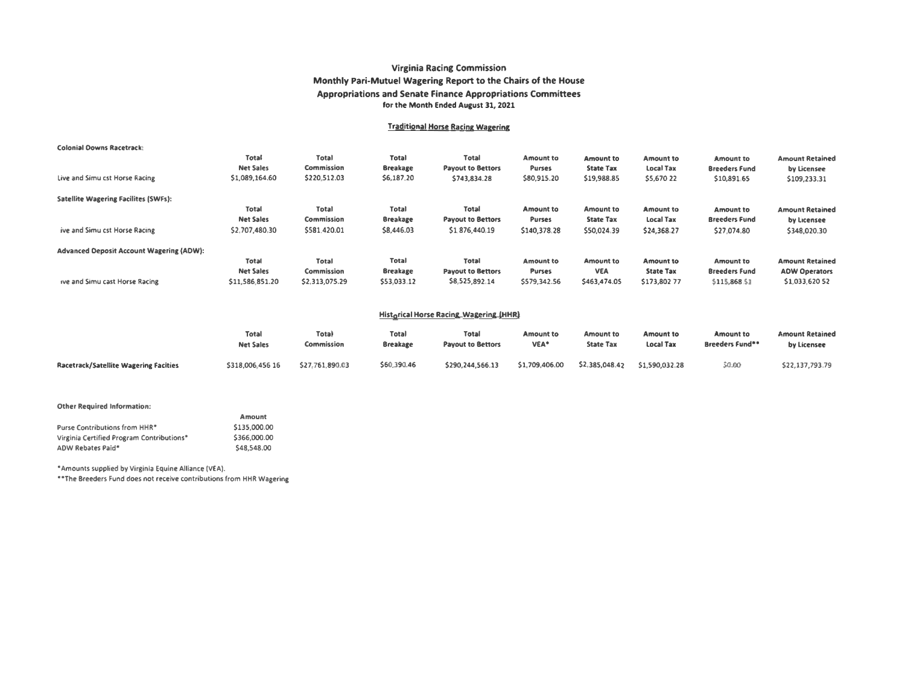**Virginia Racing Commission**
**Monthly Pari-Mutuel Wagering Report to the Chairs of the House Appropriations and Senate Finance Appropriations Committees**
**for the Month Ended August 31, 2021**

**Traditional Horse Racing Wagering**

**Colonial Downs Racetrack:**

| | Total Net Sales | Total Commission | Total Breakage | Total Payout to Bettors | Amount to Purses | Amount to State Tax | Amount to Local Tax | Amount to Breeders Fund | Amount Retained by Licensee |
|---|---|---|---|---|---|---|---|---|---|
| Live and Simu cst Horse Racing | $1,089,164.60 | $220,512.03 | $6,187.20 | $743,834.28 | $80,915.20 | $19,988.85 | $5,670 22 | $10,891.65 | $109,233.31 |

**Satellite Wagering Facilites (SWFs):**

| | Total Net Sales | Total Commission | Total Breakage | Total Payout to Bettors | Amount to Purses | Amount to State Tax | Amount to Local Tax | Amount to Breeders Fund | Amount Retained by Licensee |
|---|---|---|---|---|---|---|---|---|---|
| ive and Simu cst Horse Racing | $2,707,480.30 | $581,420.01 | $8,446.03 | $1,876,440.19 | $140,378.28 | $50,024.39 | $24,368.27 | $27,074.80 | $348,020.30 |

**Advanced Deposit Account Wagering (ADW):**

| | Total Net Sales | Total Commission | Total Breakage | Total Payout to Bettors | Amount to Purses | Amount to VEA | Amount to State Tax | Amount to Breeders Fund | Amount Retained ADW Operators |
|---|---|---|---|---|---|---|---|---|---|
| ıve and Simu cast Horse Racing | $11,586,851.20 | $2,313,075.29 | $53,033.12 | $8,525,892.14 | $579,342.56 | $463,474.05 | $173,802 77 | $115,868.51 | $1,033,620 52 |

**Historical Horse Racing Wagering (HHR)**

| | Total Net Sales | Total Commission | Total Breakage | Total Payout to Bettors | Amount to VEA* | Amount to State Tax | Amount to Local Tax | Amount to Breeders Fund** | Amount Retained by Licensee |
|---|---|---|---|---|---|---|---|---|---|
| **Racetrack/Satellite Wagering Facities** | $318,006,456 16 | $27,761,890.03 | $60,390.46 | $290,244,566.13 | $1,709,406.00 | $2,385,048.42 | $1,590,032.28 | $0.00 | $22,137,793.79 |

**Other Required Information:**

| | Amount |
|---|---|
| Purse Contributions from HHR* | $135,000.00 |
| Virginia Certified Program Contributions* | $366,000.00 |
| ADW Rebates Paid* | $48,548.00 |

*Amounts supplied by Virginia Equine Alliance (VEA).
**The Breeders Fund does not receive contributions from HHR Wagering